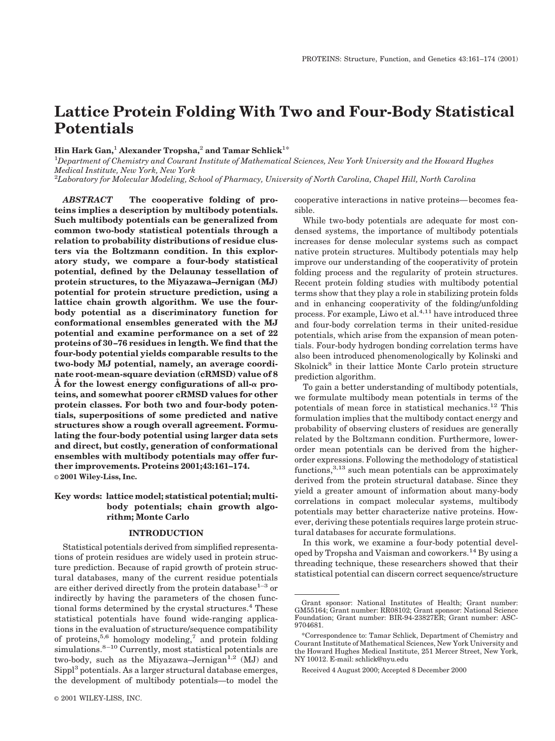# Lattice Protein Folding With Two and Four-Body Statistical Potentials

**Hin Hark Gan,**[1] **Alexander Tropsha,**[2] **and Tamar Schlick**[1*]

[1]*Department of Chemistry and Courant Institute of Mathematical Sciences, New York University and the Howard Hughes Medical Institute, New York, New York*

[2]*Laboratory for Molecular Modeling, School of Pharmacy, University of North Carolina, Chapel Hill, North Carolina*

***ABSTRACT*** **The cooperative folding of proteins implies a description by multibody potentials. Such multibody potentials can be generalized from common two-body statistical potentials through a relation to probability distributions of residue clusters via the Boltzmann condition. In this exploratory study, we compare a four-body statistical potential, defined by the Delaunay tessellation of protein structures, to the Miyazawa–Jernigan (MJ) potential for protein structure prediction, using a lattice chain growth algorithm. We use the four-body potential as a discriminatory function for conformational ensembles generated with the MJ potential and examine performance on a set of 22 proteins of 30–76 residues in length. We find that the four-body potential yields comparable results to the two-body MJ potential, namely, an average coordinate root-mean-square deviation (cRMSD) value of 8 Å for the lowest energy configurations of all-α proteins, and somewhat poorer cRMSD values for other protein classes. For both two and four-body potentials, superpositions of some predicted and native structures show a rough overall agreement. Formulating the four-body potential using larger data sets and direct, but costly, generation of conformational ensembles with multibody potentials may offer further improvements. Proteins 2001;43:161–174.** **© 2001 Wiley-Liss, Inc.**

**Key words: lattice model; statistical potential; multibody potentials; chain growth algorithm; Monte Carlo**

## INTRODUCTION

Statistical potentials derived from simplified representations of protein residues are widely used in protein structure prediction. Because of rapid growth of protein structural databases, many of the current residue potentials are either derived directly from the protein database[1–3] or indirectly by having the parameters of the chosen functional forms determined by the crystal structures.[4] These statistical potentials have found wide-ranging applications in the evaluation of structure/sequence compatibility of proteins,[5,6] homology modeling,[7] and protein folding simulations.[8–10] Currently, most statistical potentials are two-body, such as the Miyazawa–Jernigan[1,2] (MJ) and Sippl[3] potentials. As a larger structural database emerges, the development of multibody potentials—to model the cooperative interactions in native proteins—becomes feasible.

While two-body potentials are adequate for most condensed systems, the importance of multibody potentials increases for dense molecular systems such as compact native protein structures. Multibody potentials may help improve our understanding of the cooperativity of protein folding process and the regularity of protein structures. Recent protein folding studies with multibody potential terms show that they play a role in stabilizing protein folds and in enhancing cooperativity of the folding/unfolding process. For example, Liwo et al.[4,11] have introduced three and four-body correlation terms in their united-residue potentials, which arise from the expansion of mean potentials. Four-body hydrogen bonding correlation terms have also been introduced phenomenologically by Kolinski and Skolnick[8] in their lattice Monte Carlo protein structure prediction algorithm.

To gain a better understanding of multibody potentials, we formulate multibody mean potentials in terms of the potentials of mean force in statistical mechanics.[12] This formulation implies that the multibody contact energy and probability of observing clusters of residues are generally related by the Boltzmann condition. Furthermore, lower-order mean potentials can be derived from the higher-order expressions. Following the methodology of statistical functions,[3,13] such mean potentials can be approximately derived from the protein structural database. Since they yield a greater amount of information about many-body correlations in compact molecular systems, multibody potentials may better characterize native proteins. However, deriving these potentials requires large protein structural databases for accurate formulations.

In this work, we examine a four-body potential developed by Tropsha and Vaisman and coworkers.[14] By using a threading technique, these researchers showed that their statistical potential can discern correct sequence/structure

---

Grant sponsor: National Institutes of Health; Grant number: GM55164; Grant number: RR08102; Grant sponsor: National Science Foundation; Grant number: BIR-94-23827ER; Grant number: ASC-9704681.

*Correspondence to: Tamar Schlick, Department of Chemistry and Courant Institute of Mathematical Sciences, New York University and the Howard Hughes Medical Institute, 251 Mercer Street, New York, NY 10012. E-mail: schlick@nyu.edu

Received 4 August 2000; Accepted 8 December 2000

© 2001 WILEY-LISS, INC.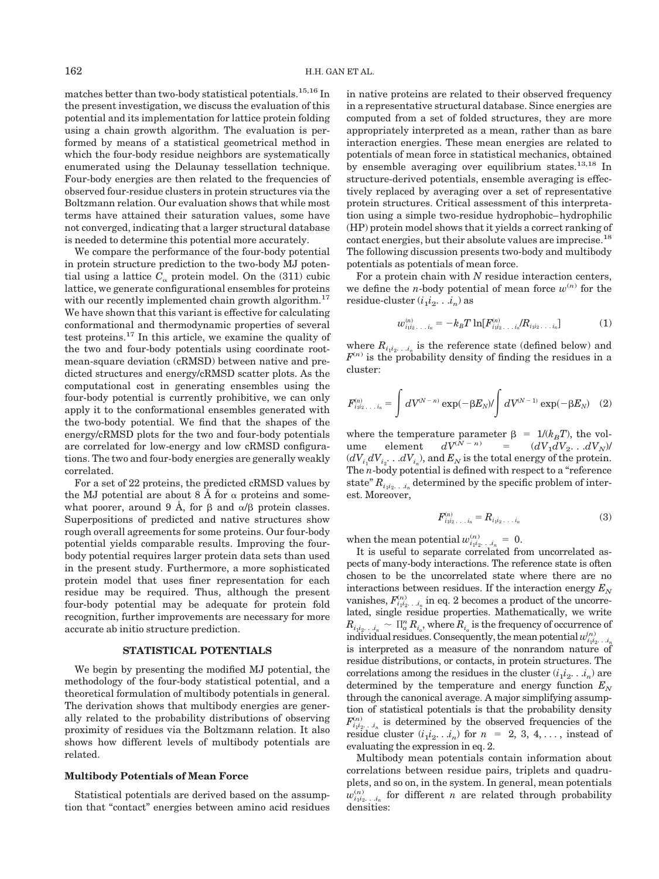matches better than two-body statistical potentials.[15,16] In the present investigation, we discuss the evaluation of this potential and its implementation for lattice protein folding using a chain growth algorithm. The evaluation is performed by means of a statistical geometrical method in which the four-body residue neighbors are systematically enumerated using the Delaunay tessellation technique. Four-body energies are then related to the frequencies of observed four-residue clusters in protein structures via the Boltzmann relation. Our evaluation shows that while most terms have attained their saturation values, some have not converged, indicating that a larger structural database is needed to determine this potential more accurately.

We compare the performance of the four-body potential in protein structure prediction to the two-body MJ potential using a lattice $C_\alpha$ protein model. On the (311) cubic lattice, we generate configurational ensembles for proteins with our recently implemented chain growth algorithm.[17] We have shown that this variant is effective for calculating conformational and thermodynamic properties of several test proteins.[17] In this article, we examine the quality of the two and four-body potentials using coordinate root-mean-square deviation (cRMSD) between native and predicted structures and energy/cRMSD scatter plots. As the computational cost in generating ensembles using the four-body potential is currently prohibitive, we can only apply it to the conformational ensembles generated with the two-body potential. We find that the shapes of the energy/cRMSD plots for the two and four-body potentials are correlated for low-energy and low cRMSD configurations. The two and four-body energies are generally weakly correlated.

For a set of 22 proteins, the predicted cRMSD values by the MJ potential are about 8 Å for α proteins and somewhat poorer, around 9 Å, for β and α/β protein classes. Superpositions of predicted and native structures show rough overall agreements for some proteins. Our four-body potential yields comparable results. Improving the four-body potential requires larger protein data sets than used in the present study. Furthermore, a more sophisticated protein model that uses finer representation for each residue may be required. Thus, although the present four-body potential may be adequate for protein fold recognition, further improvements are necessary for more accurate ab initio structure prediction.

## STATISTICAL POTENTIALS

We begin by presenting the modified MJ potential, the methodology of the four-body statistical potential, and a theoretical formulation of multibody potentials in general. The derivation shows that multibody energies are generally related to the probability distributions of observing proximity of residues via the Boltzmann relation. It also shows how different levels of multibody potentials are related.

### Multibody Potentials of Mean Force

Statistical potentials are derived based on the assumption that "contact" energies between amino acid residues in native proteins are related to their observed frequency in a representative structural database. Since energies are computed from a set of folded structures, they are more appropriately interpreted as a mean, rather than as bare interaction energies. These mean energies are related to potentials of mean force in statistical mechanics, obtained by ensemble averaging over equilibrium states.[13,18] In structure-derived potentials, ensemble averaging is effectively replaced by averaging over a set of representative protein structures. Critical assessment of this interpretation using a simple two-residue hydrophobic–hydrophilic (HP) protein model shows that it yields a correct ranking of contact energies, but their absolute values are imprecise.[18] The following discussion presents two-body and multibody potentials as potentials of mean force.

For a protein chain with $N$ residue interaction centers, we define the $n$-body potential of mean force $w^{(n)}$ for the residue-cluster $(i_1 i_2 \ldots i_n)$ as

$$w^{(n)}_{i_1 i_2 \ldots i_n} = -k_B T \ln[F^{(n)}_{i_1 i_2 \ldots i_n} / R_{i_1 i_2 \ldots i_n}] \tag{1}$$

where $R_{i_1 i_2 \ldots i_n}$ is the reference state (defined below) and $F^{(n)}$ is the probability density of finding the residues in a cluster:

$$F^{(n)}_{i_1 i_2 \ldots i_n} = \int dV^{(N-n)} \exp(-\beta E_N) / \int dV^{(N-1)} \exp(-\beta E_N) \tag{2}$$

where the temperature parameter $\beta = 1/(k_B T)$, the volume element $dV^{(N-n)} = (dV_1 dV_2 \ldots dV_N)/(dV_{i_1} dV_{i_2} \ldots dV_{i_n})$, and $E_N$ is the total energy of the protein. The $n$-body potential is defined with respect to a "reference state" $R_{i_1 i_2 \ldots i_n}$ determined by the specific problem of interest. Moreover,

$$F^{(n)}_{i_1 i_2 \ldots i_n} = R_{i_1 i_2 \ldots i_n} \tag{3}$$

when the mean potential $w^{(n)}_{i_1 i_2 \ldots i_n} = 0$.

It is useful to separate correlated from uncorrelated aspects of many-body interactions. The reference state is often chosen to be the uncorrelated state where there are no interactions between residues. If the interaction energy $E_N$ vanishes, $F^{(n)}_{i_1 i_2 \ldots i_n}$ in eq. 2 becomes a product of the uncorrelated, single residue properties. Mathematically, we write $R_{i_1 i_2 \ldots i_n} \sim \Pi^n_a R_{i_a}$, where $R_{i_a}$ is the frequency of occurrence of individual residues. Consequently, the mean potential $w^{(n)}_{i_1 i_2 \ldots i_n}$ is interpreted as a measure of the nonrandom nature of residue distributions, or contacts, in protein structures. The correlations among the residues in the cluster $(i_1 i_2 \ldots i_n)$ are determined by the temperature and energy function $E_N$ through the canonical average. A major simplifying assumption of statistical potentials is that the probability density $F^{(n)}_{i_1 i_2 \ldots i_n}$ is determined by the observed frequencies of the residue cluster $(i_1 i_2 \ldots i_n)$ for $n = 2, 3, 4, \ldots$, instead of evaluating the expression in eq. 2.

Multibody mean potentials contain information about correlations between residue pairs, triplets and quadruplets, and so on, in the system. In general, mean potentials $w^{(n)}_{i_1 i_2 \ldots i_n}$ for different $n$ are related through probability densities: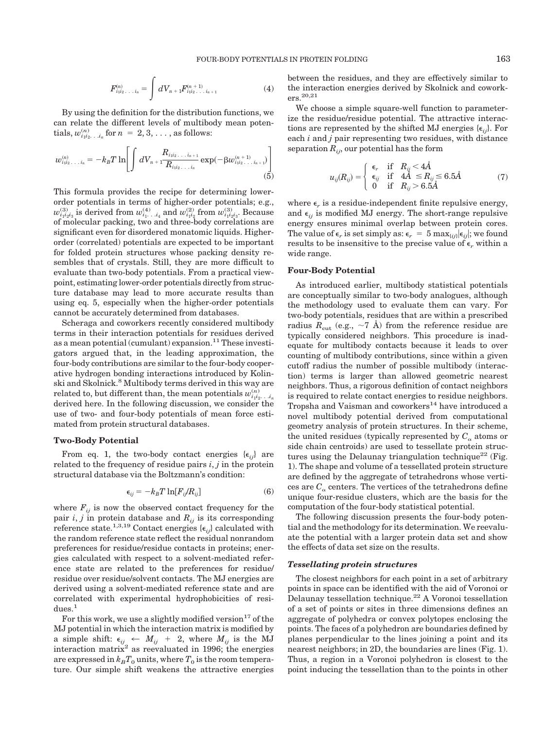$$F^{(n)}_{i_1 i_2 \ldots i_n} = \int dV_{n+1} F^{(n+1)}_{i_1 i_2 \ldots i_{n+1}} \tag{4}$$

By using the definition for the distribution functions, we can relate the different levels of multibody mean potentials, $w^{(n)}_{i_1 i_2 \ldots i_n}$ for $n = 2, 3, \ldots$, as follows:

$$w^{(n)}_{i_1 i_2 \ldots i_n} = -k_B T \ln\left[\int dV_{n+1} \frac{R_{i_1 i_2 \ldots i_{n+1}}}{R_{i_1 i_2 \ldots i_n}} \exp(-\beta w^{(n+1)}_{i_1 i_2 \ldots i_{n+1}})\right] \tag{5}$$

This formula provides the recipe for determining lower-order potentials in terms of higher-order potentials; e.g., $w^{(3)}_{i_1 i_2 i_3}$ is derived from $w^{(4)}_{i_1 \ldots i_4}$ and $w^{(2)}_{i_1 i_2}$ from $w^{(3)}_{i_1 i_2 i_3}$. Because of molecular packing, two and three-body correlations are significant even for disordered monatomic liquids. Higher-order (correlated) potentials are expected to be important for folded protein structures whose packing density resembles that of crystals. Still, they are more difficult to evaluate than two-body potentials. From a practical viewpoint, estimating lower-order potentials directly from structure database may lead to more accurate results than using eq. 5, especially when the higher-order potentials cannot be accurately determined from databases.

Scheraga and coworkers recently considered multibody terms in their interaction potentials for residues derived as a mean potential (cumulant) expansion.[11] These investigators argued that, in the leading approximation, the four-body contributions are similar to the four-body cooperative hydrogen bonding interactions introduced by Kolinski and Skolnick.[8] Multibody terms derived in this way are related to, but different than, the mean potentials $w^{(n)}_{i_1 i_2 \ldots i_n}$ derived here. In the following discussion, we consider the use of two- and four-body potentials of mean force estimated from protein structural databases.

## Two-Body Potential

From eq. 1, the two-body contact energies $\{\epsilon_{ij}\}$ are related to the frequency of residue pairs $i, j$ in the protein structural database via the Boltzmann's condition:

$$\epsilon_{ij} = -k_B T \ln[F_{ij}/R_{ij}] \tag{6}$$

where $F_{ij}$ is now the observed contact frequency for the pair $i, j$ in protein database and $R_{ij}$ is its corresponding reference state.[1,3,19] Contact energies $\{\epsilon_{ij}\}$ calculated with the random reference state reflect the residual nonrandom preferences for residue/residue contacts in proteins; energies calculated with respect to a solvent-mediated reference state are related to the preferences for residue/residue over residue/solvent contacts. The MJ energies are derived using a solvent-mediated reference state and are correlated with experimental hydrophobicities of residues.[1]

For this work, we use a slightly modified version[17] of the MJ potential in which the interaction matrix is modified by a simple shift: $\epsilon_{ij} \leftarrow M_{ij} + 2$, where $M_{ij}$ is the MJ interaction matrix[2] as reevaluated in 1996; the energies are expressed in $k_B T_0$ units, where $T_0$ is the room temperature. Our simple shift weakens the attractive energies between the residues, and they are effectively similar to the interaction energies derived by Skolnick and coworkers.[20,21]

We choose a simple square-well function to parameterize the residue/residue potential. The attractive interactions are represented by the shifted MJ energies $\{\epsilon_{ij}\}$. For each $i$ and $j$ pair representing two residues, with distance separation $R_{ij}$, our potential has the form

$$u_{ij}(R_{ij}) = \begin{cases} \epsilon_r & \text{if} \quad R_{ij} < 4\text{Å} \\ \epsilon_{ij} & \text{if} \quad 4\text{Å} \le R_{ij} \le 6.5\text{Å} \\ 0 & \text{if} \quad R_{ij} > 6.5\text{Å} \end{cases} \tag{7}$$

where $\epsilon_r$ is a residue-independent finite repulsive energy, and $\epsilon_{ij}$ is modified MJ energy. The short-range repulsive energy ensures minimal overlap between protein cores. The value of $\epsilon_r$ is set simply as: $\epsilon_r = 5 \max_{\{ij\}}|\epsilon_{ij}|$; we found results to be insensitive to the precise value of $\epsilon_r$ within a wide range.

## Four-Body Potential

As introduced earlier, multibody statistical potentials are conceptually similar to two-body analogues, although the methodology used to evaluate them can vary. For two-body potentials, residues that are within a prescribed radius $R_{cut}$ (e.g., ~7 Å) from the reference residue are typically considered neighbors. This procedure is inadequate for multibody contacts because it leads to over counting of multibody contributions, since within a given cutoff radius the number of possible multibody (interaction) terms is larger than allowed geometric nearest neighbors. Thus, a rigorous definition of contact neighbors is required to relate contact energies to residue neighbors. Tropsha and Vaisman and coworkers[14] have introduced a novel multibody potential derived from computational geometry analysis of protein structures. In their scheme, the united residues (typically represented by $C_\alpha$ atoms or side chain centroids) are used to tessellate protein structures using the Delaunay triangulation technique[22] (Fig. 1). The shape and volume of a tessellated protein structure are defined by the aggregate of tetrahedrons whose vertices are $C_\alpha$ centers. The vertices of the tetrahedrons define unique four-residue clusters, which are the basis for the computation of the four-body statistical potential.

The following discussion presents the four-body potential and the methodology for its determination. We reevaluate the potential with a larger protein data set and show the effects of data set size on the results.

### *Tessellating protein structures*

The closest neighbors for each point in a set of arbitrary points in space can be identified with the aid of Voronoi or Delaunay tessellation technique.[22] A Voronoi tessellation of a set of points or sites in three dimensions defines an aggregate of polyhedra or convex polytopes enclosing the points. The faces of a polyhedron are boundaries defined by planes perpendicular to the lines joining a point and its nearest neighbors; in 2D, the boundaries are lines (Fig. 1). Thus, a region in a Voronoi polyhedron is closest to the point inducing the tessellation than to the points in other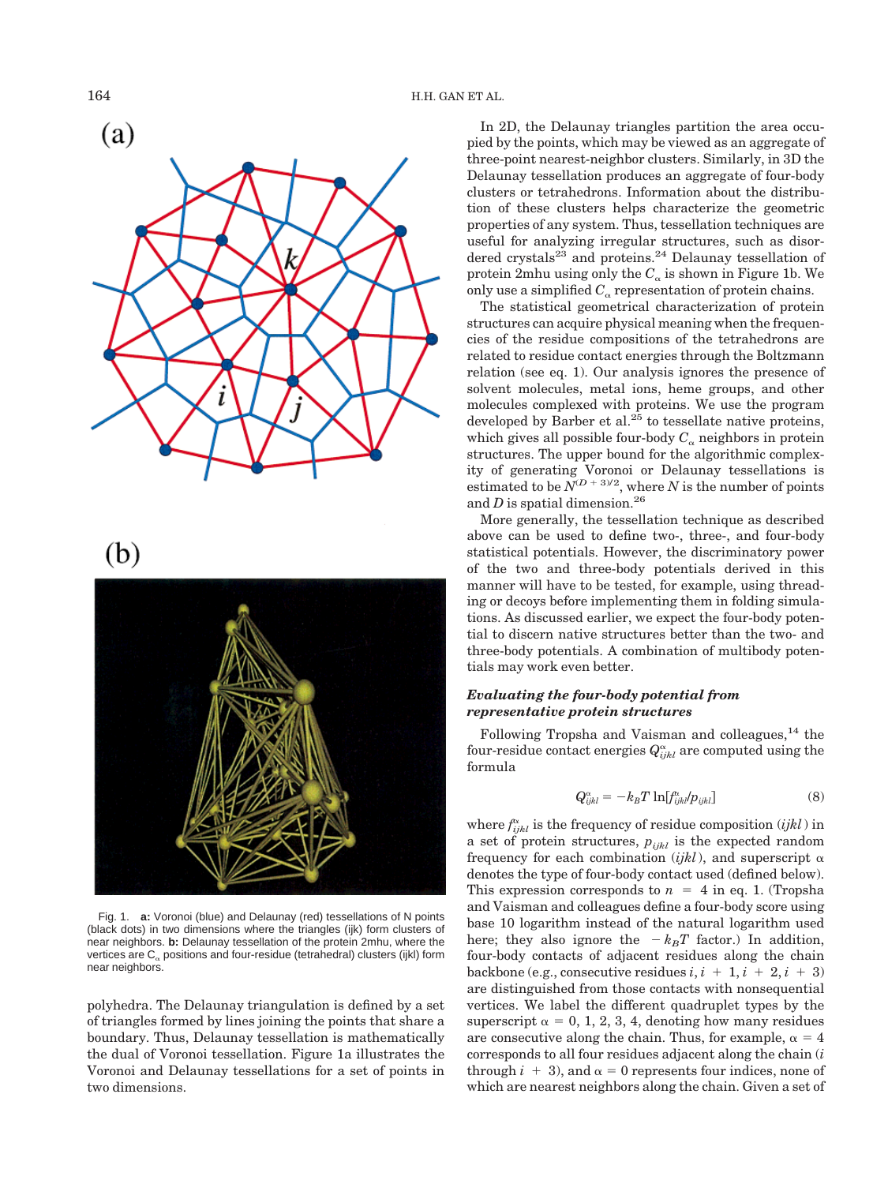Fig. 1. **a:** Voronoi (blue) and Delaunay (red) tessellations of N points (black dots) in two dimensions where the triangles (ijk) form clusters of near neighbors. **b:** Delaunay tessellation of the protein 2mhu, where the vertices are $C_\alpha$ positions and four-residue (tetrahedral) clusters (ijkl) form near neighbors.

polyhedra. The Delaunay triangulation is defined by a set of triangles formed by lines joining the points that share a boundary. Thus, Delaunay tessellation is mathematically the dual of Voronoi tessellation. Figure 1a illustrates the Voronoi and Delaunay tessellations for a set of points in two dimensions.

In 2D, the Delaunay triangles partition the area occupied by the points, which may be viewed as an aggregate of three-point nearest-neighbor clusters. Similarly, in 3D the Delaunay tessellation produces an aggregate of four-body clusters or tetrahedrons. Information about the distribution of these clusters helps characterize the geometric properties of any system. Thus, tessellation techniques are useful for analyzing irregular structures, such as disordered crystals[23] and proteins.[24] Delaunay tessellation of protein 2mhu using only the $C_\alpha$ is shown in Figure 1b. We only use a simplified $C_\alpha$ representation of protein chains.

The statistical geometrical characterization of protein structures can acquire physical meaning when the frequencies of the residue compositions of the tetrahedrons are related to residue contact energies through the Boltzmann relation (see eq. 1). Our analysis ignores the presence of solvent molecules, metal ions, heme groups, and other molecules complexed with proteins. We use the program developed by Barber et al.[25] to tessellate native proteins, which gives all possible four-body $C_\alpha$ neighbors in protein structures. The upper bound for the algorithmic complexity of generating Voronoi or Delaunay tessellations is estimated to be $N^{(D+3)/2}$, where $N$ is the number of points and $D$ is spatial dimension.[26]

More generally, the tessellation technique as described above can be used to define two-, three-, and four-body statistical potentials. However, the discriminatory power of the two and three-body potentials derived in this manner will have to be tested, for example, using threading or decoys before implementing them in folding simulations. As discussed earlier, we expect the four-body potential to discern native structures better than the two- and three-body potentials. A combination of multibody potentials may work even better.

### *Evaluating the four-body potential from representative protein structures*

Following Tropsha and Vaisman and colleagues,[14] the four-residue contact energies $Q^{\alpha}_{ijkl}$ are computed using the formula

$$Q^{\alpha}_{ijkl} = -k_B T \ln[f^{\alpha}_{ijkl}/p_{ijkl}] \tag{8}$$

where $f^{\alpha}_{ijkl}$ is the frequency of residue composition $(ijkl)$ in a set of protein structures, $p_{ijkl}$ is the expected random frequency for each combination $(ijkl)$, and superscript $\alpha$ denotes the type of four-body contact used (defined below). This expression corresponds to $n = 4$ in eq. 1. (Tropsha and Vaisman and colleagues define a four-body score using base 10 logarithm instead of the natural logarithm used here; they also ignore the $-k_BT$ factor.) In addition, four-body contacts of adjacent residues along the chain backbone (e.g., consecutive residues $i, i+1, i+2, i+3$) are distinguished from those contacts with nonsequential vertices. We label the different quadruplet types by the superscript $\alpha = 0, 1, 2, 3, 4$, denoting how many residues are consecutive along the chain. Thus, for example, $\alpha = 4$ corresponds to all four residues adjacent along the chain ($i$ through $i + 3$), and $\alpha = 0$ represents four indices, none of which are nearest neighbors along the chain. Given a set of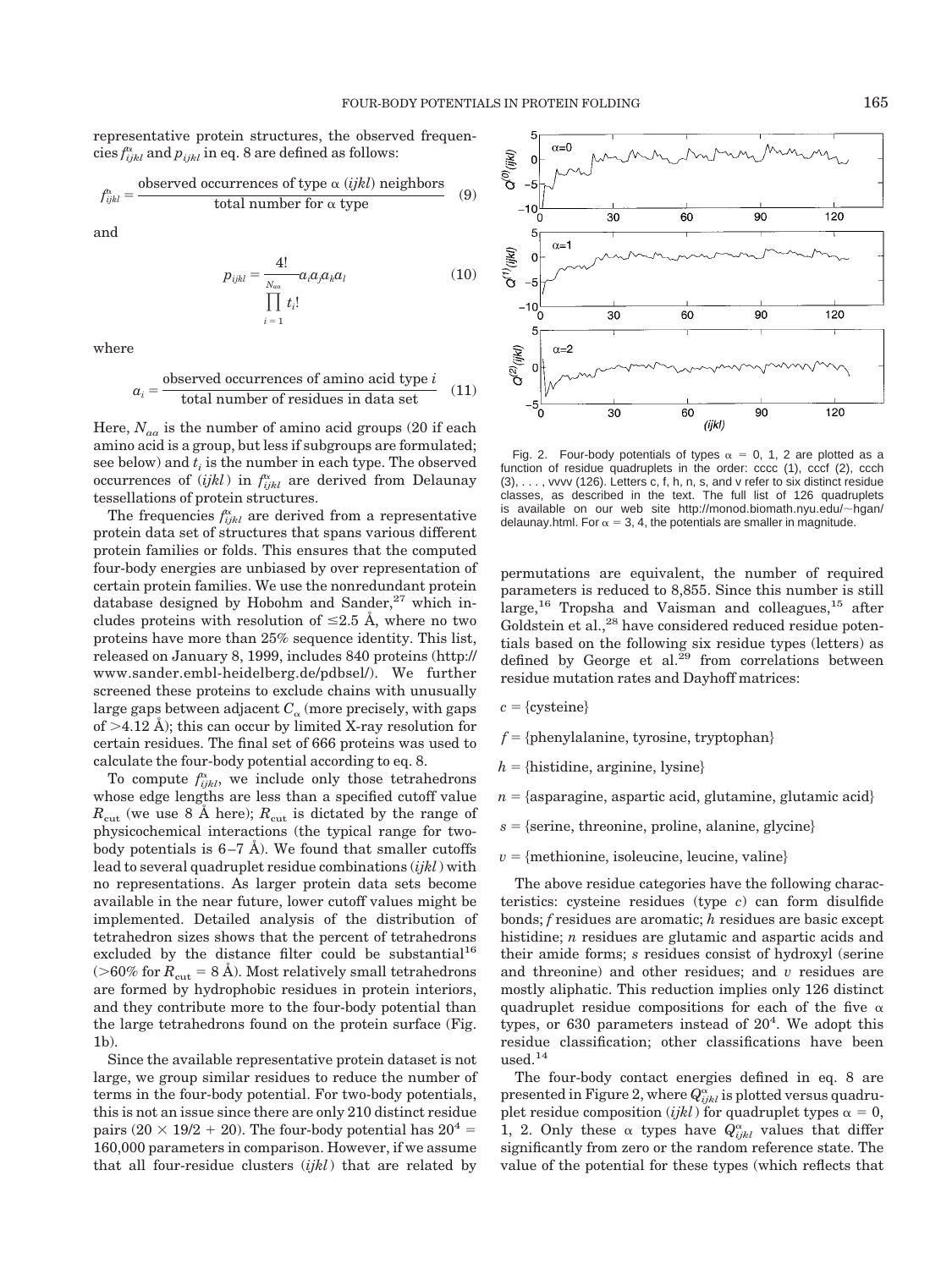representative protein structures, the observed frequencies $f^{\alpha}_{ijkl}$ and $p_{ijkl}$ in eq. 8 are defined as follows:

$$f^{\alpha}_{ijkl} = \frac{\text{observed occurrences of type } \alpha \ (ijkl) \text{ neighbors}}{\text{total number for } \alpha \text{ type}} \quad (9)$$

and

$$p_{ijkl} = \frac{4!}{\prod_{i=1}^{N_{aa}} t_i!} a_i a_j a_k a_l \quad (10)$$

where

$$a_i = \frac{\text{observed occurrences of amino acid type } i}{\text{total number of residues in data set}} \quad (11)$$

Here, $N_{aa}$ is the number of amino acid groups (20 if each amino acid is a group, but less if subgroups are formulated; see below) and $t_i$ is the number in each type. The observed occurrences of $(ijkl)$ in $f^{\alpha}_{ijkl}$ are derived from Delaunay tessellations of protein structures.

The frequencies $f^{\alpha}_{ijkl}$ are derived from a representative protein data set of structures that spans various different protein families or folds. This ensures that the computed four-body energies are unbiased by over representation of certain protein families. We use the nonredundant protein database designed by Hobohm and Sander,[27] which includes proteins with resolution of $\leq 2.5$ Å, where no two proteins have more than 25% sequence identity. This list, released on January 8, 1999, includes 840 proteins (http://www.sander.embl-heidelberg.de/pdbsel/). We further screened these proteins to exclude chains with unusually large gaps between adjacent $C_{\alpha}$ (more precisely, with gaps of $>4.12$ Å); this can occur by limited X-ray resolution for certain residues. The final set of 666 proteins was used to calculate the four-body potential according to eq. 8.

To compute $f^{\alpha}_{ijkl}$, we include only those tetrahedrons whose edge lengths are less than a specified cutoff value $R_{\text{cut}}$ (we use 8 Å here); $R_{\text{cut}}$ is dictated by the range of physicochemical interactions (the typical range for two-body potentials is 6–7 Å). We found that smaller cutoffs lead to several quadruplet residue combinations $(ijkl)$ with no representations. As larger protein data sets become available in the near future, lower cutoff values might be implemented. Detailed analysis of the distribution of tetrahedron sizes shows that the percent of tetrahedrons excluded by the distance filter could be substantial[16] ($>60\%$ for $R_{\text{cut}} = 8$ Å). Most relatively small tetrahedrons are formed by hydrophobic residues in protein interiors, and they contribute more to the four-body potential than the large tetrahedrons found on the protein surface (Fig. 1b).

Since the available representative protein dataset is not large, we group similar residues to reduce the number of terms in the four-body potential. For two-body potentials, this is not an issue since there are only 210 distinct residue pairs ($20 \times 19/2 + 20$). The four-body potential has $20^4 = 160{,}000$ parameters in comparison. However, if we assume that all four-residue clusters $(ijkl)$ that are related by permutations are equivalent, the number of required parameters is reduced to 8,855. Since this number is still large,[16] Tropsha and Vaisman and colleagues,[15] after Goldstein et al.,[28] have considered reduced residue potentials based on the following six residue types (letters) as defined by George et al.[29] from correlations between residue mutation rates and Dayhoff matrices:

$c$ = {cysteine}

$f$ = {phenylalanine, tyrosine, tryptophan}

$h$ = {histidine, arginine, lysine}

$n$ = {asparagine, aspartic acid, glutamine, glutamic acid}

$s$ = {serine, threonine, proline, alanine, glycine}

$v$ = {methionine, isoleucine, leucine, valine}

The above residue categories have the following characteristics: cysteine residues (type $c$) can form disulfide bonds; $f$ residues are aromatic; $h$ residues are basic except histidine; $n$ residues are glutamic and aspartic acids and their amide forms; $s$ residues consist of hydroxyl (serine and threonine) and other residues; and $v$ residues are mostly aliphatic. This reduction implies only 126 distinct quadruplet residue compositions for each of the five $\alpha$ types, or 630 parameters instead of $20^4$. We adopt this residue classification; other classifications have been used.[14]

Fig. 2. Four-body potentials of types $\alpha$ = 0, 1, 2 are plotted as a function of residue quadruplets in the order: cccc (1), cccf (2), ccch (3), . . . , vvvv (126). Letters c, f, h, n, s, and v refer to six distinct residue classes, as described in the text. The full list of 126 quadruplets is available on our web site http://monod.biomath.nyu.edu/~hgan/delaunay.html. For $\alpha$ = 3, 4, the potentials are smaller in magnitude.

The four-body contact energies defined in eq. 8 are presented in Figure 2, where $Q^{\alpha}_{ijkl}$ is plotted versus quadruplet residue composition $(ijkl)$ for quadruplet types $\alpha$ = 0, 1, 2. Only these $\alpha$ types have $Q^{\alpha}_{ijkl}$ values that differ significantly from zero or the random reference state. The value of the potential for these types (which reflects that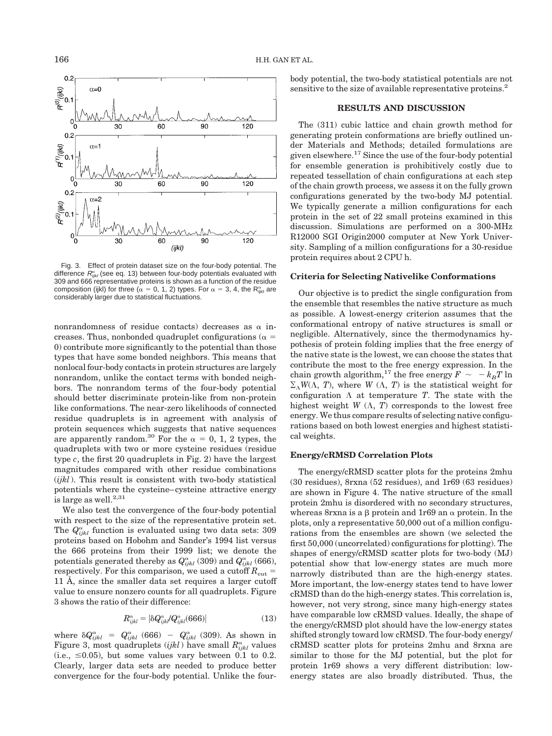Fig. 3. Effect of protein dataset size on the four-body potential. The difference $R^{\alpha}_{ijkl}$ (see eq. 13) between four-body potentials evaluated with 309 and 666 representative proteins is shown as a function of the residue composition (ijkl) for three ($\alpha$ = 0, 1, 2) types. For $\alpha$ = 3, 4, the $R^{\alpha}_{ijkl}$ are considerably larger due to statistical fluctuations.

nonrandomness of residue contacts) decreases as $\alpha$ increases. Thus, nonbonded quadruplet configurations ($\alpha = 0$) contribute more significantly to the potential than those types that have some bonded neighbors. This means that nonlocal four-body contacts in protein structures are largely nonrandom, unlike the contact terms with bonded neighbors. The nonrandom terms of the four-body potential should better discriminate protein-like from non-protein like conformations. The near-zero likelihoods of connected residue quadruplets is in agreement with analysis of protein sequences which suggests that native sequences are apparently random.[30] For the $\alpha$ = 0, 1, 2 types, the quadruplets with two or more cysteine residues (residue type *c*, the first 20 quadruplets in Fig. 2) have the largest magnitudes compared with other residue combinations (*ijkl*). This result is consistent with two-body statistical potentials where the cysteine–cysteine attractive energy is large as well.[2,31]

We also test the convergence of the four-body potential with respect to the size of the representative protein set. The $Q^{\alpha}_{ijkl}$ function is evaluated using two data sets: 309 proteins based on Hobohm and Sander's 1994 list versus the 666 proteins from their 1999 list; we denote the potentials generated thereby as $Q^{\alpha}_{ijkl}$ (309) and $Q^{\alpha}_{ijkl}$ (666), respectively. For this comparison, we used a cutoff $R_{\text{cut}}$ = 11 Å, since the smaller data set requires a larger cutoff value to ensure nonzero counts for all quadruplets. Figure 3 shows the ratio of their difference:

$$R^{\alpha}_{ijkl} = |\delta Q^{\alpha}_{ijkl}/Q^{\alpha}_{ijkl}(666)| \tag{13}$$

where $\delta Q^{\alpha}_{ijkl} = Q^{\alpha}_{ijkl}$ (666) $-$ $Q^{\alpha}_{ijkl}$ (309). As shown in Figure 3, most quadruplets (*ijkl*) have small $R^{\alpha}_{ijkl}$ values (i.e., $\leq$0.05), but some values vary between 0.1 to 0.2. Clearly, larger data sets are needed to produce better convergence for the four-body potential. Unlike the four-body potential, the two-body statistical potentials are not sensitive to the size of available representative proteins.[2]

## RESULTS AND DISCUSSION

The (311) cubic lattice and chain growth method for generating protein conformations are briefly outlined under Materials and Methods; detailed formulations are given elsewhere.[17] Since the use of the four-body potential for ensemble generation is prohibitively costly due to repeated tessellation of chain configurations at each step of the chain growth process, we assess it on the fully grown configurations generated by the two-body MJ potential. We typically generate a million configurations for each protein in the set of 22 small proteins examined in this discussion. Simulations are performed on a 300-MHz R12000 SGI Origin2000 computer at New York University. Sampling of a million configurations for a 30-residue protein requires about 2 CPU h.

### Criteria for Selecting Nativelike Conformations

Our objective is to predict the single configuration from the ensemble that resembles the native structure as much as possible. A lowest-energy criterion assumes that the conformational entropy of native structures is small or negligible. Alternatively, since the thermodynamics hypothesis of protein folding implies that the free energy of the native state is the lowest, we can choose the states that contribute the most to the free energy expression. In the chain growth algorithm,[17] the free energy $F \sim -k_BT \ln \sum_{\Lambda} W(\Lambda, T)$, where $W(\Lambda, T)$ is the statistical weight for configuration $\Lambda$ at temperature $T$. The state with the highest weight $W(\Lambda, T)$ corresponds to the lowest free energy. We thus compare results of selecting native configurations based on both lowest energies and highest statistical weights.

### Energy/cRMSD Correlation Plots

The energy/cRMSD scatter plots for the proteins 2mhu (30 residues), 8rxna (52 residues), and 1r69 (63 residues) are shown in Figure 4. The native structure of the small protein 2mhu is disordered with no secondary structures, whereas 8rxna is a β protein and 1r69 an α protein. In the plots, only a representative 50,000 out of a million configurations from the ensembles are shown (we selected the first 50,000 (uncorrelated) configurations for plotting). The shapes of energy/cRMSD scatter plots for two-body (MJ) potential show that low-energy states are much more narrowly distributed than are the high-energy states. More important, the low-energy states tend to have lower cRMSD than do the high-energy states. This correlation is, however, not very strong, since many high-energy states have comparable low cRMSD values. Ideally, the shape of the energy/cRMSD plot should have the low-energy states shifted strongly toward low cRMSD. The four-body energy/cRMSD scatter plots for proteins 2mhu and 8rxna are similar to those for the MJ potential, but the plot for protein 1r69 shows a very different distribution: low-energy states are also broadly distributed. Thus, the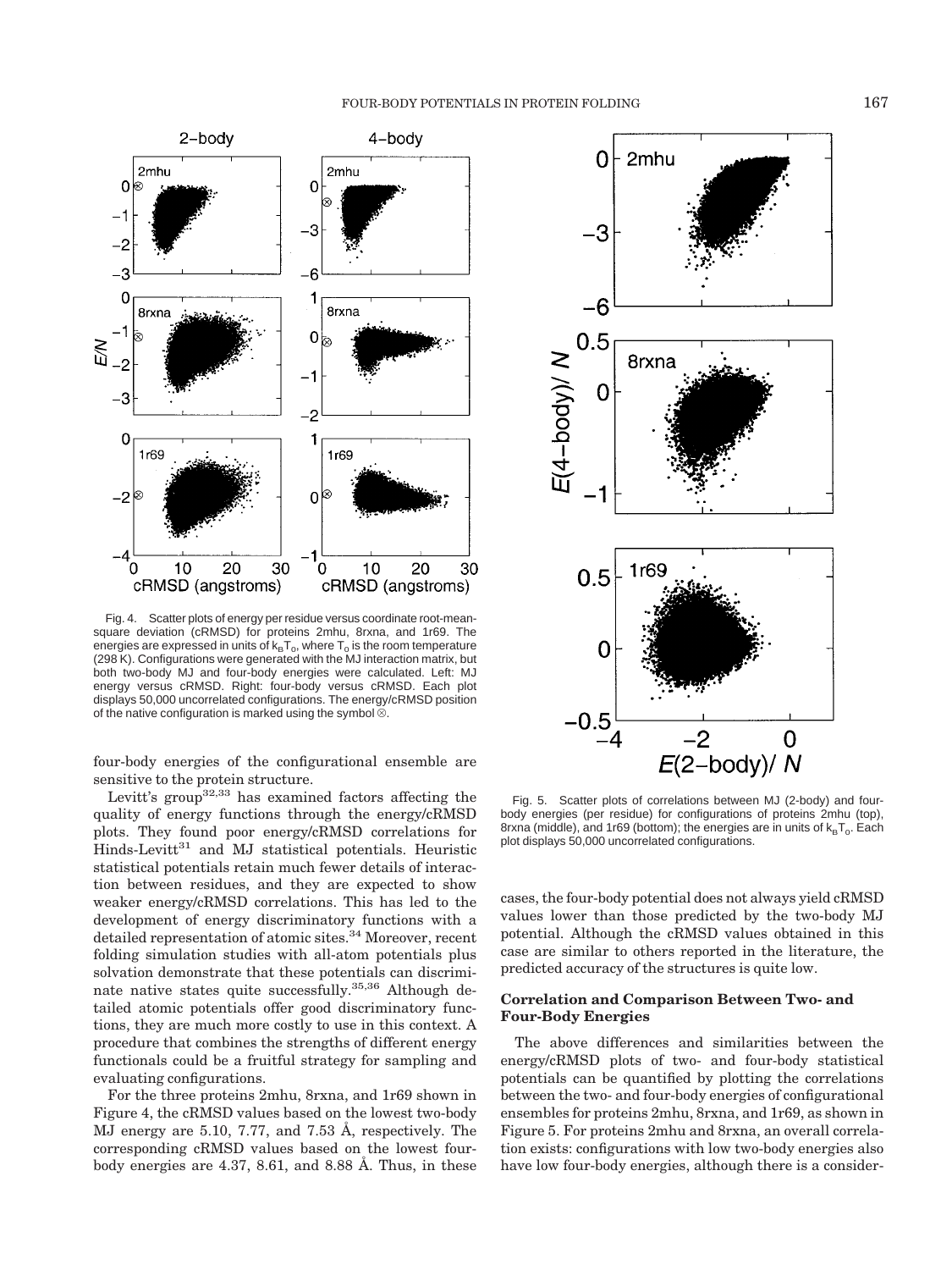Fig. 4. Scatter plots of energy per residue versus coordinate root-mean-square deviation (cRMSD) for proteins 2mhu, 8rxna, and 1r69. The energies are expressed in units of $k_BT_0$, where $T_0$ is the room temperature (298 K). Configurations were generated with the MJ interaction matrix, but both two-body MJ and four-body energies were calculated. Left: MJ energy versus cRMSD. Right: four-body versus cRMSD. Each plot displays 50,000 uncorrelated configurations. The energy/cRMSD position of the native configuration is marked using the symbol ⊗.

Fig. 5. Scatter plots of correlations between MJ (2-body) and four-body energies (per residue) for configurations of proteins 2mhu (top), 8rxna (middle), and 1r69 (bottom); the energies are in units of $k_BT_0$. Each plot displays 50,000 uncorrelated configurations.

four-body energies of the configurational ensemble are sensitive to the protein structure.

Levitt's group[32,33] has examined factors affecting the quality of energy functions through the energy/cRMSD plots. They found poor energy/cRMSD correlations for Hinds-Levitt[31] and MJ statistical potentials. Heuristic statistical potentials retain much fewer details of interaction between residues, and they are expected to show weaker energy/cRMSD correlations. This has led to the development of energy discriminatory functions with a detailed representation of atomic sites.[34] Moreover, recent folding simulation studies with all-atom potentials plus solvation demonstrate that these potentials can discriminate native states quite successfully.[35,36] Although detailed atomic potentials offer good discriminatory functions, they are much more costly to use in this context. A procedure that combines the strengths of different energy functionals could be a fruitful strategy for sampling and evaluating configurations.

For the three proteins 2mhu, 8rxna, and 1r69 shown in Figure 4, the cRMSD values based on the lowest two-body MJ energy are 5.10, 7.77, and 7.53 Å, respectively. The corresponding cRMSD values based on the lowest four-body energies are 4.37, 8.61, and 8.88 Å. Thus, in these cases, the four-body potential does not always yield cRMSD values lower than those predicted by the two-body MJ potential. Although the cRMSD values obtained in this case are similar to others reported in the literature, the predicted accuracy of the structures is quite low.

### Correlation and Comparison Between Two- and Four-Body Energies

The above differences and similarities between the energy/cRMSD plots of two- and four-body statistical potentials can be quantified by plotting the correlations between the two- and four-body energies of configurational ensembles for proteins 2mhu, 8rxna, and 1r69, as shown in Figure 5. For proteins 2mhu and 8rxna, an overall correlation exists: configurations with low two-body energies also have low four-body energies, although there is a consider-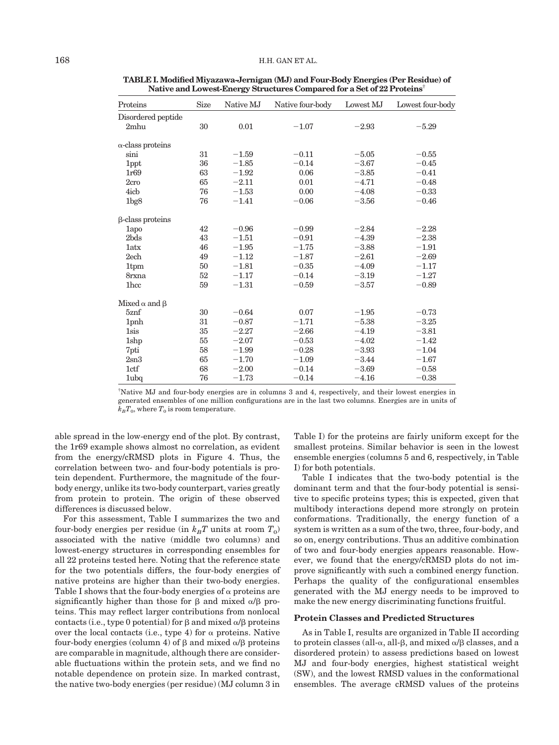**TABLE I. Modified Miyazawa-Jernigan (MJ) and Four-Body Energies (Per Residue) of Native and Lowest-Energy Structures Compared for a Set of 22 Proteins**[†]

| Proteins | Size | Native MJ | Native four-body | Lowest MJ | Lowest four-body |
|---|---|---|---|---|---|
| Disordered peptide | | | | | |
| 2mhu | 30 | 0.01 | −1.07 | −2.93 | −5.29 |
| α-class proteins | | | | | |
| sini | 31 | −1.59 | −0.11 | −5.05 | −0.55 |
| 1ppt | 36 | −1.85 | −0.14 | −3.67 | −0.45 |
| 1r69 | 63 | −1.92 | 0.06 | −3.85 | −0.41 |
| 2cro | 65 | −2.11 | 0.01 | −4.71 | −0.48 |
| 4icb | 76 | −1.53 | 0.00 | −4.08 | −0.33 |
| 1bg8 | 76 | −1.41 | −0.06 | −3.56 | −0.46 |
| β-class proteins | | | | | |
| 1apo | 42 | −0.96 | −0.99 | −2.84 | −2.28 |
| 2bds | 43 | −1.51 | −0.91 | −4.39 | −2.38 |
| 1atx | 46 | −1.95 | −1.75 | −3.88 | −1.91 |
| 2ech | 49 | −1.12 | −1.87 | −2.61 | −2.69 |
| 1tpm | 50 | −1.81 | −0.35 | −4.09 | −1.17 |
| 8rxna | 52 | −1.17 | −0.14 | −3.19 | −1.27 |
| 1hcc | 59 | −1.31 | −0.59 | −3.57 | −0.89 |
| Mixed α and β | | | | | |
| 5znf | 30 | −0.64 | 0.07 | −1.95 | −0.73 |
| 1pnh | 31 | −0.87 | −1.71 | −5.38 | −3.25 |
| 1sis | 35 | −2.27 | −2.66 | −4.19 | −3.81 |
| 1shp | 55 | −2.07 | −0.53 | −4.02 | −1.42 |
| 7pti | 58 | −1.99 | −0.28 | −3.93 | −1.04 |
| 2sn3 | 65 | −1.70 | −1.09 | −3.44 | −1.67 |
| 1ctf | 68 | −2.00 | −0.14 | −3.69 | −0.58 |
| 1ubq | 76 | −1.73 | −0.14 | −4.16 | −0.38 |

[†]Native MJ and four-body energies are in columns 3 and 4, respectively, and their lowest energies in generated ensembles of one million configurations are in the last two columns. Energies are in units of $k_BT_0$, where $T_0$ is room temperature.

able spread in the low-energy end of the plot. By contrast, the 1r69 example shows almost no correlation, as evident from the energy/cRMSD plots in Figure 4. Thus, the correlation between two- and four-body potentials is protein dependent. Furthermore, the magnitude of the four-body energy, unlike its two-body counterpart, varies greatly from protein to protein. The origin of these observed differences is discussed below.

For this assessment, Table I summarizes the two and four-body energies per residue (in $k_BT$ units at room $T_0$) associated with the native (middle two columns) and lowest-energy structures in corresponding ensembles for all 22 proteins tested here. Noting that the reference state for the two potentials differs, the four-body energies of native proteins are higher than their two-body energies. Table I shows that the four-body energies of α proteins are significantly higher than those for β and mixed α/β proteins. This may reflect larger contributions from nonlocal contacts (i.e., type 0 potential) for β and mixed α/β proteins over the local contacts (i.e., type 4) for α proteins. Native four-body energies (column 4) of β and mixed α/β proteins are comparable in magnitude, although there are considerable fluctuations within the protein sets, and we find no notable dependence on protein size. In marked contrast, the native two-body energies (per residue) (MJ column 3 in Table I) for the proteins are fairly uniform except for the smallest proteins. Similar behavior is seen in the lowest ensemble energies (columns 5 and 6, respectively, in Table I) for both potentials.

Table I indicates that the two-body potential is the dominant term and that the four-body potential is sensitive to specific proteins types; this is expected, given that multibody interactions depend more strongly on protein conformations. Traditionally, the energy function of a system is written as a sum of the two, three, four-body, and so on, energy contributions. Thus an additive combination of two and four-body energies appears reasonable. However, we found that the energy/cRMSD plots do not improve significantly with such a combined energy function. Perhaps the quality of the configurational ensembles generated with the MJ energy needs to be improved to make the new energy discriminating functions fruitful.

### Protein Classes and Predicted Structures

As in Table I, results are organized in Table II according to protein classes (all-α, all-β, and mixed α/β classes, and a disordered protein) to assess predictions based on lowest MJ and four-body energies, highest statistical weight (SW), and the lowest RMSD values in the conformational ensembles. The average cRMSD values of the proteins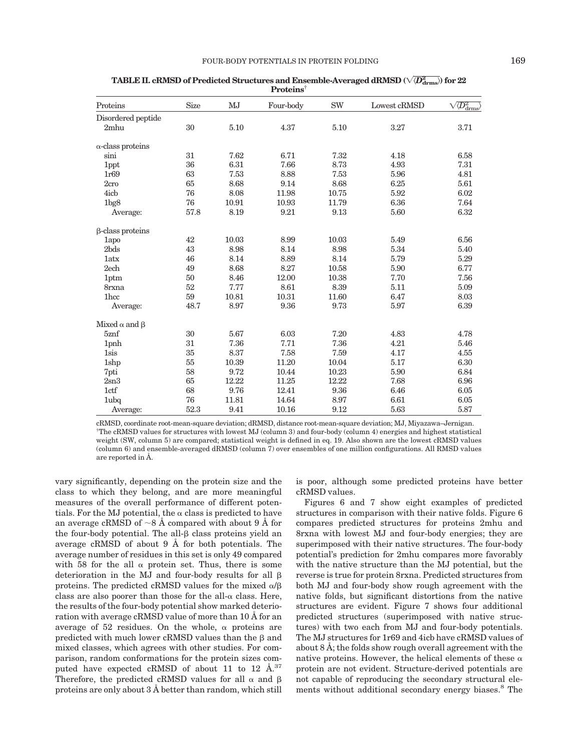**TABLE II. cRMSD of Predicted Structures and Ensemble-Averaged dRMSD ($\sqrt{\langle D^2_{drms} \rangle}$) for 22 Proteins**[†]

| Proteins | Size | MJ | Four-body | SW | Lowest cRMSD | $\sqrt{\langle D^2_{drms} \rangle}$ |
|---|---|---|---|---|---|---|
| Disordered peptide | | | | | | |
| 2mhu | 30 | 5.10 | 4.37 | 5.10 | 3.27 | 3.71 |
| α-class proteins | | | | | | |
| sini | 31 | 7.62 | 6.71 | 7.32 | 4.18 | 6.58 |
| 1ppt | 36 | 6.31 | 7.66 | 8.73 | 4.93 | 7.31 |
| 1r69 | 63 | 7.53 | 8.88 | 7.53 | 5.96 | 4.81 |
| 2cro | 65 | 8.68 | 9.14 | 8.68 | 6.25 | 5.61 |
| 4icb | 76 | 8.08 | 11.98 | 10.75 | 5.92 | 6.02 |
| 1bg8 | 76 | 10.91 | 10.93 | 11.79 | 6.36 | 7.64 |
| Average: | 57.8 | 8.19 | 9.21 | 9.13 | 5.60 | 6.32 |
| β-class proteins | | | | | | |
| 1apo | 42 | 10.03 | 8.99 | 10.03 | 5.49 | 6.56 |
| 2bds | 43 | 8.98 | 8.14 | 8.98 | 5.34 | 5.40 |
| 1atx | 46 | 8.14 | 8.89 | 8.14 | 5.79 | 5.29 |
| 2ech | 49 | 8.68 | 8.27 | 10.58 | 5.90 | 6.77 |
| 1ptm | 50 | 8.46 | 12.00 | 10.38 | 7.70 | 7.56 |
| 8rxna | 52 | 7.77 | 8.61 | 8.39 | 5.11 | 5.09 |
| 1hcc | 59 | 10.81 | 10.31 | 11.60 | 6.47 | 8.03 |
| Average: | 48.7 | 8.97 | 9.36 | 9.73 | 5.97 | 6.39 |
| Mixed α and β | | | | | | |
| 5znf | 30 | 5.67 | 6.03 | 7.20 | 4.83 | 4.78 |
| 1pnh | 31 | 7.36 | 7.71 | 7.36 | 4.21 | 5.46 |
| 1sis | 35 | 8.37 | 7.58 | 7.59 | 4.17 | 4.55 |
| 1shp | 55 | 10.39 | 11.20 | 10.04 | 5.17 | 6.30 |
| 7pti | 58 | 9.72 | 10.44 | 10.23 | 5.90 | 6.84 |
| 2sn3 | 65 | 12.22 | 11.25 | 12.22 | 7.68 | 6.96 |
| 1ctf | 68 | 9.76 | 12.41 | 9.36 | 6.46 | 6.05 |
| 1ubq | 76 | 11.81 | 14.64 | 8.97 | 6.61 | 6.05 |
| Average: | 52.3 | 9.41 | 10.16 | 9.12 | 5.63 | 5.87 |

cRMSD, coordinate root-mean-square deviation; dRMSD, distance root-mean-square deviation; MJ, Miyazawa–Jernigan.
[†]The cRMSD values for structures with lowest MJ (column 3) and four-body (column 4) energies and highest statistical weight (SW, column 5) are compared; statistical weight is defined in eq. 19. Also shown are the lowest cRMSD values (column 6) and ensemble-averaged dRMSD (column 7) over ensembles of one million configurations. All RMSD values are reported in Å.

vary significantly, depending on the protein size and the class to which they belong, and are more meaningful measures of the overall performance of different potentials. For the MJ potential, the α class is predicted to have an average cRMSD of ~8 Å compared with about 9 Å for the four-body potential. The all-β class proteins yield an average cRMSD of about 9 Å for both potentials. The average number of residues in this set is only 49 compared with 58 for the all α protein set. Thus, there is some deterioration in the MJ and four-body results for all β proteins. The predicted cRMSD values for the mixed α/β class are also poorer than those for the all-α class. Here, the results of the four-body potential show marked deterioration with average cRMSD value of more than 10 Å for an average of 52 residues. On the whole, α proteins are predicted with much lower cRMSD values than the β and mixed classes, which agrees with other studies. For comparison, random conformations for the protein sizes computed have expected cRMSD of about 11 to 12 Å.[37] Therefore, the predicted cRMSD values for all α and β proteins are only about 3 Å better than random, which still is poor, although some predicted proteins have better cRMSD values.

Figures 6 and 7 show eight examples of predicted structures in comparison with their native folds. Figure 6 compares predicted structures for proteins 2mhu and 8rxna with lowest MJ and four-body energies; they are superimposed with their native structures. The four-body potential's prediction for 2mhu compares more favorably with the native structure than the MJ potential, but the reverse is true for protein 8rxna. Predicted structures from both MJ and four-body show rough agreement with the native folds, but significant distortions from the native structures are evident. Figure 7 shows four additional predicted structures (superimposed with native structures) with two each from MJ and four-body potentials. The MJ structures for 1r69 and 4icb have cRMSD values of about 8 Å; the folds show rough overall agreement with the native proteins. However, the helical elements of these α protein are not evident. Structure-derived potentials are not capable of reproducing the secondary structural elements without additional secondary energy biases.[8] The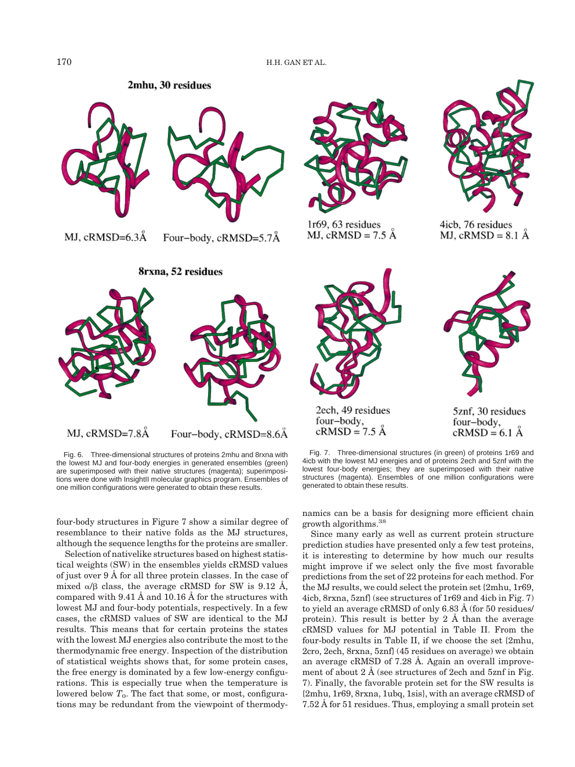2mhu, 30 residues

MJ, cRMSD=6.3Å    Four-body, cRMSD=5.7Å

8rxna, 52 residues

MJ, cRMSD=7.8Å    Four-body, cRMSD=8.6Å

Fig. 6. Three-dimensional structures of proteins 2mhu and 8rxna with the lowest MJ and four-body energies in generated ensembles (green) are superimposed with their native structures (magenta); superimpositions were done with InsightII molecular graphics program. Ensembles of one million configurations were generated to obtain these results.

1r69, 63 residues
MJ, cRMSD = 7.5 Å

4icb, 76 residues
MJ, cRMSD = 8.1 Å

2ech, 49 residues
four-body,
cRMSD = 7.5 Å

5znf, 30 residues
four-body,
cRMSD = 6.1 Å

Fig. 7. Three-dimensional structures (in green) of proteins 1r69 and 4icb with the lowest MJ energies and of proteins 2ech and 5znf with the lowest four-body energies; they are superimposed with their native structures (magenta). Ensembles of one million configurations were generated to obtain these results.

four-body structures in Figure 7 show a similar degree of resemblance to their native folds as the MJ structures, although the sequence lengths for the proteins are smaller.

Selection of nativelike structures based on highest statistical weights (SW) in the ensembles yields cRMSD values of just over 9 Å for all three protein classes. In the case of mixed α/β class, the average cRMSD for SW is 9.12 Å, compared with 9.41 Å and 10.16 Å for the structures with lowest MJ and four-body potentials, respectively. In a few cases, the cRMSD values of SW are identical to the MJ results. This means that for certain proteins the states with the lowest MJ energies also contribute the most to the thermodynamic free energy. Inspection of the distribution of statistical weights shows that, for some protein cases, the free energy is dominated by a few low-energy configurations. This is especially true when the temperature is lowered below $T_0$. The fact that some, or most, configurations may be redundant from the viewpoint of thermodynamics can be a basis for designing more efficient chain growth algorithms.[38]

Since many early as well as current protein structure prediction studies have presented only a few test proteins, it is interesting to determine by how much our results might improve if we select only the five most favorable predictions from the set of 22 proteins for each method. For the MJ results, we could select the protein set {2mhu, 1r69, 4icb, 8rxna, 5znf} (see structures of 1r69 and 4icb in Fig. 7) to yield an average cRMSD of only 6.83 Å (for 50 residues/protein). This result is better by 2 Å than the average cRMSD values for MJ potential in Table II. From the four-body results in Table II, if we choose the set {2mhu, 2cro, 2ech, 8rxna, 5znf} (45 residues on average) we obtain an average cRMSD of 7.28 Å. Again an overall improvement of about 2 Å (see structures of 2ech and 5znf in Fig. 7). Finally, the favorable protein set for the SW results is {2mhu, 1r69, 8rxna, 1ubq, 1sis}, with an average cRMSD of 7.52 Å for 51 residues. Thus, employing a small protein set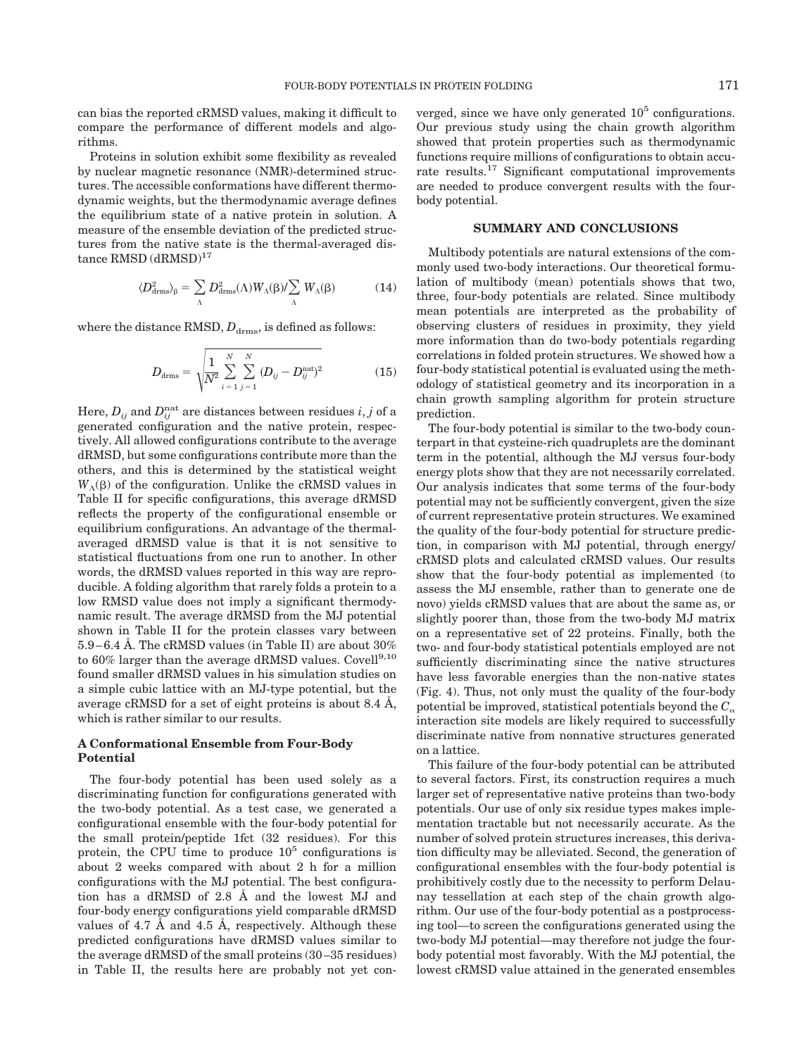can bias the reported cRMSD values, making it difficult to compare the performance of different models and algorithms.

Proteins in solution exhibit some flexibility as revealed by nuclear magnetic resonance (NMR)-determined structures. The accessible conformations have different thermodynamic weights, but the thermodynamic average defines the equilibrium state of a native protein in solution. A measure of the ensemble deviation of the predicted structures from the native state is the thermal-averaged distance RMSD (dRMSD)[17]

$$\langle D^2_{\mathrm{drms}} \rangle_\beta = \sum_\Lambda D^2_{\mathrm{drms}}(\Lambda) W_\Lambda(\beta) / \sum_\Lambda W_\Lambda(\beta) \tag{14}$$

where the distance RMSD, $D_{\mathrm{drms}}$, is defined as follows:

$$D_{\mathrm{drms}} = \sqrt{\frac{1}{N^2} \sum_{i=1}^{N} \sum_{j=1}^{N} (D_{ij} - D_{ij}^{\mathrm{nat}})^2} \tag{15}$$

Here, $D_{ij}$ and $D_{ij}^{\mathrm{nat}}$ are distances between residues $i, j$ of a generated configuration and the native protein, respectively. All allowed configurations contribute to the average dRMSD, but some configurations contribute more than the others, and this is determined by the statistical weight $W_\Lambda(\beta)$ of the configuration. Unlike the cRMSD values in Table II for specific configurations, this average dRMSD reflects the property of the configurational ensemble or equilibrium configurations. An advantage of the thermal-averaged dRMSD value is that it is not sensitive to statistical fluctuations from one run to another. In other words, the dRMSD values reported in this way are reproducible. A folding algorithm that rarely folds a protein to a low RMSD value does not imply a significant thermodynamic result. The average dRMSD from the MJ potential shown in Table II for the protein classes vary between 5.9–6.4 Å. The cRMSD values (in Table II) are about 30% to 60% larger than the average dRMSD values. Covell[9,10] found smaller dRMSD values in his simulation studies on a simple cubic lattice with an MJ-type potential, but the average cRMSD for a set of eight proteins is about 8.4 Å, which is rather similar to our results.

### A Conformational Ensemble from Four-Body Potential

The four-body potential has been used solely as a discriminating function for configurations generated with the two-body potential. As a test case, we generated a configurational ensemble with the four-body potential for the small protein/peptide 1fct (32 residues). For this protein, the CPU time to produce $10^5$ configurations is about 2 weeks compared with about 2 h for a million configurations with the MJ potential. The best configuration has a dRMSD of 2.8 Å and the lowest MJ and four-body energy configurations yield comparable dRMSD values of 4.7 Å and 4.5 Å, respectively. Although these predicted configurations have dRMSD values similar to the average dRMSD of the small proteins (30–35 residues) in Table II, the results here are probably not yet converged, since we have only generated $10^5$ configurations. Our previous study using the chain growth algorithm showed that protein properties such as thermodynamic functions require millions of configurations to obtain accurate results.[17] Significant computational improvements are needed to produce convergent results with the four-body potential.

## SUMMARY AND CONCLUSIONS

Multibody potentials are natural extensions of the commonly used two-body interactions. Our theoretical formulation of multibody (mean) potentials shows that two, three, four-body potentials are related. Since multibody mean potentials are interpreted as the probability of observing clusters of residues in proximity, they yield more information than do two-body potentials regarding correlations in folded protein structures. We showed how a four-body statistical potential is evaluated using the methodology of statistical geometry and its incorporation in a chain growth sampling algorithm for protein structure prediction.

The four-body potential is similar to the two-body counterpart in that cysteine-rich quadruplets are the dominant term in the potential, although the MJ versus four-body energy plots show that they are not necessarily correlated. Our analysis indicates that some terms of the four-body potential may not be sufficiently convergent, given the size of current representative protein structures. We examined the quality of the four-body potential for structure prediction, in comparison with MJ potential, through energy/cRMSD plots and calculated cRMSD values. Our results show that the four-body potential as implemented (to assess the MJ ensemble, rather than to generate one de novo) yields cRMSD values that are about the same as, or slightly poorer than, those from the two-body MJ matrix on a representative set of 22 proteins. Finally, both the two- and four-body statistical potentials employed are not sufficiently discriminating since the native structures have less favorable energies than the non-native states (Fig. 4). Thus, not only must the quality of the four-body potential be improved, statistical potentials beyond the $C_\alpha$ interaction site models are likely required to successfully discriminate native from nonnative structures generated on a lattice.

This failure of the four-body potential can be attributed to several factors. First, its construction requires a much larger set of representative native proteins than two-body potentials. Our use of only six residue types makes implementation tractable but not necessarily accurate. As the number of solved protein structures increases, this derivation difficulty may be alleviated. Second, the generation of configurational ensembles with the four-body potential is prohibitively costly due to the necessity to perform Delaunay tessellation at each step of the chain growth algorithm. Our use of the four-body potential as a postprocessing tool—to screen the configurations generated using the two-body MJ potential—may therefore not judge the four-body potential most favorably. With the MJ potential, the lowest cRMSD value attained in the generated ensembles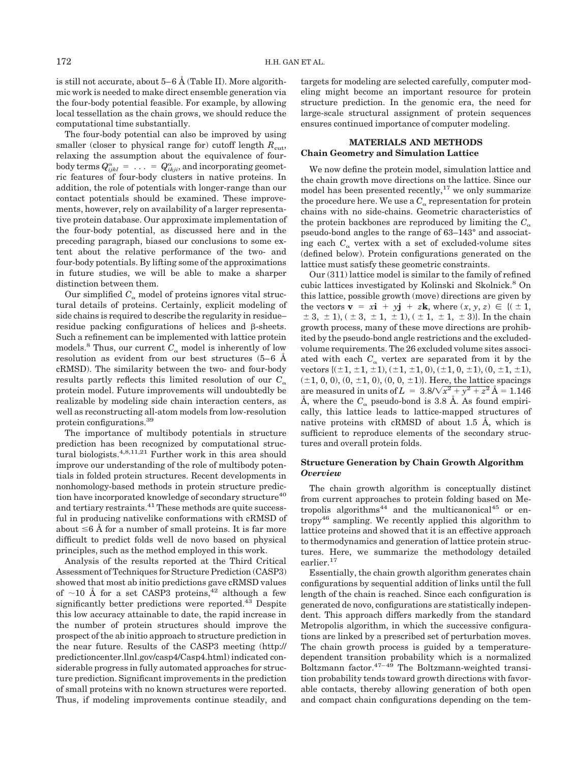is still not accurate, about 5–6 Å (Table II). More algorithmic work is needed to make direct ensemble generation via the four-body potential feasible. For example, by allowing local tessellation as the chain grows, we should reduce the computational time substantially.

The four-body potential can also be improved by using smaller (closer to physical range for) cutoff length $R_{cut}$, relaxing the assumption about the equivalence of four-body terms $Q^{\alpha}_{ijkl} = \ldots = Q^{\alpha}_{lkji}$, and incorporating geometric features of four-body clusters in native proteins. In addition, the role of potentials with longer-range than our contact potentials should be examined. These improvements, however, rely on availability of a larger representative protein database. Our approximate implementation of the four-body potential, as discussed here and in the preceding paragraph, biased our conclusions to some extent about the relative performance of the two- and four-body potentials. By lifting some of the approximations in future studies, we will be able to make a sharper distinction between them.

Our simplified $C_\alpha$ model of proteins ignores vital structural details of proteins. Certainly, explicit modeling of side chains is required to describe the regularity in residue–residue packing configurations of helices and β-sheets. Such a refinement can be implemented with lattice protein models.[8] Thus, our current $C_\alpha$ model is inherently of low resolution as evident from our best structures (5–6 Å cRMSD). The similarity between the two- and four-body results partly reflects this limited resolution of our $C_\alpha$ protein model. Future improvements will undoubtedly be realizable by modeling side chain interaction centers, as well as reconstructing all-atom models from low-resolution protein configurations.[39]

The importance of multibody potentials in structure prediction has been recognized by computational structural biologists.[4,8,11,21] Further work in this area should improve our understanding of the role of multibody potentials in folded protein structures. Recent developments in nonhomology-based methods in protein structure prediction have incorporated knowledge of secondary structure[40] and tertiary restraints.[41] These methods are quite successful in producing nativelike conformations with cRMSD of about ≤6 Å for a number of small proteins. It is far more difficult to predict folds well de novo based on physical principles, such as the method employed in this work.

Analysis of the results reported at the Third Critical Assessment of Techniques for Structure Prediction (CASP3) showed that most ab initio predictions gave cRMSD values of ~10 Å for a set CASP3 proteins,[42] although a few significantly better predictions were reported.[43] Despite this low accuracy attainable to date, the rapid increase in the number of protein structures should improve the prospect of the ab initio approach to structure prediction in the near future. Results of the CASP3 meeting (http://predictioncenter.llnl.gov/casp4/Casp4.html) indicated considerable progress in fully automated approaches for structure prediction. Significant improvements in the prediction of small proteins with no known structures were reported. Thus, if modeling improvements continue steadily, and targets for modeling are selected carefully, computer modeling might become an important resource for protein structure prediction. In the genomic era, the need for large-scale structural assignment of protein sequences ensures continued importance of computer modeling.

## MATERIALS AND METHODS

### Chain Geometry and Simulation Lattice

We now define the protein model, simulation lattice and the chain growth move directions on the lattice. Since our model has been presented recently,[17] we only summarize the procedure here. We use a $C_\alpha$ representation for protein chains with no side-chains. Geometric characteristics of the protein backbones are reproduced by limiting the $C_\alpha$ pseudo-bond angles to the range of 63–143° and associating each $C_\alpha$ vertex with a set of excluded-volume sites (defined below). Protein configurations generated on the lattice must satisfy these geometric constraints.

Our (311) lattice model is similar to the family of refined cubic lattices investigated by Kolinski and Skolnick.[8] On this lattice, possible growth (move) directions are given by the vectors $\mathbf{v} = x\mathbf{i} + y\mathbf{j} + z\mathbf{k}$, where $(x, y, z) \in \{(\pm 1, \pm 3, \pm 1), (\pm 3, \pm 1, \pm 1), (\pm 1, \pm 1, \pm 3)\}$. In the chain growth process, many of these move directions are prohibited by the pseudo-bond angle restrictions and the excluded-volume requirements. The 26 excluded volume sites associated with each $C_\alpha$ vertex are separated from it by the vectors $\{(\pm 1, \pm 1, \pm 1), (\pm 1, \pm 1, 0), (\pm 1, 0, \pm 1), (0, \pm 1, \pm 1), (\pm 1, 0, 0), (0, \pm 1, 0), (0, 0, \pm 1)\}$. Here, the lattice spacings are measured in units of $L = 3.8/\sqrt{x^2 + y^2 + z^2}$ Å $= 1.146$ Å, where the $C_\alpha$ pseudo-bond is 3.8 Å. As found empirically, this lattice leads to lattice-mapped structures of native proteins with cRMSD of about 1.5 Å, which is sufficient to reproduce elements of the secondary structures and overall protein folds.

### Structure Generation by Chain Growth Algorithm

#### *Overview*

The chain growth algorithm is conceptually distinct from current approaches to protein folding based on Metropolis algorithms[44] and the multicanonical[45] or entropy[46] sampling. We recently applied this algorithm to lattice proteins and showed that it is an effective approach to thermodynamics and generation of lattice protein structures. Here, we summarize the methodology detailed earlier.[17]

Essentially, the chain growth algorithm generates chain configurations by sequential addition of links until the full length of the chain is reached. Since each configuration is generated de novo, configurations are statistically independent. This approach differs markedly from the standard Metropolis algorithm, in which the successive configurations are linked by a prescribed set of perturbation moves. The chain growth process is guided by a temperature-dependent transition probability which is a normalized Boltzmann factor.[47–49] The Boltzmann-weighted transition probability tends toward growth directions with favorable contacts, thereby allowing generation of both open and compact chain configurations depending on the tem-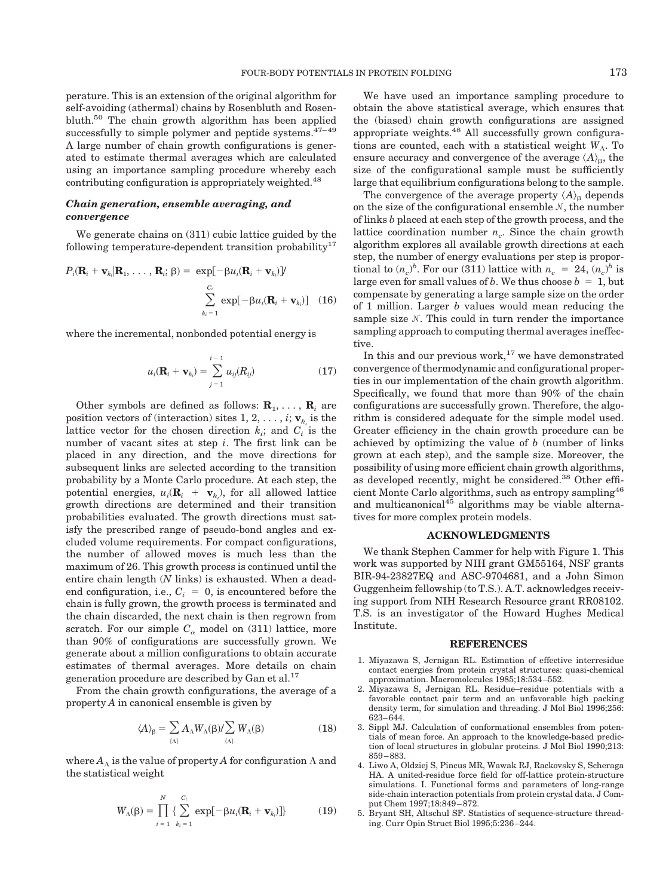perature. This is an extension of the original algorithm for self-avoiding (athermal) chains by Rosenbluth and Rosenbluth.[50] The chain growth algorithm has been applied successfully to simple polymer and peptide systems.[47–49] A large number of chain growth configurations is generated to estimate thermal averages which are calculated using an importance sampling procedure whereby each contributing configuration is appropriately weighted.[48]

### *Chain generation, ensemble averaging, and convergence*

We generate chains on (311) cubic lattice guided by the following temperature-dependent transition probability[17]

$$P_i(\mathbf{R}_i + \mathbf{v}_{k_i}|\mathbf{R}_1, \ldots, \mathbf{R}_i; \beta) = \exp[-\beta u_i(\mathbf{R}_i + \mathbf{v}_{k_i})] / \sum_{k_i=1}^{C_i} \exp[-\beta u_i(\mathbf{R}_i + \mathbf{v}_{k_i})] \quad (16)$$

where the incremental, nonbonded potential energy is

$$u_i(\mathbf{R}_i + \mathbf{v}_{k_i}) = \sum_{j=1}^{i-1} u_{ij}(R_{ij}) \quad (17)$$

Other symbols are defined as follows: $\mathbf{R}_1, \ldots, \mathbf{R}_i$ are position vectors of (interaction) sites $1, 2, \ldots, i$; $\mathbf{v}_{k_i}$ is the lattice vector for the chosen direction $k_i$; and $C_i$ is the number of vacant sites at step $i$. The first link can be placed in any direction, and the move directions for subsequent links are selected according to the transition probability by a Monte Carlo procedure. At each step, the potential energies, $u_i(\mathbf{R}_i + \mathbf{v}_{k_i})$, for all allowed lattice growth directions are determined and their transition probabilities evaluated. The growth directions must satisfy the prescribed range of pseudo-bond angles and excluded volume requirements. For compact configurations, the number of allowed moves is much less than the maximum of 26. This growth process is continued until the entire chain length ($N$ links) is exhausted. When a dead-end configuration, i.e., $C_i = 0$, is encountered before the chain is fully grown, the growth process is terminated and the chain discarded, the next chain is then regrown from scratch. For our simple $C_\alpha$ model on (311) lattice, more than 90% of configurations are successfully grown. We generate about a million configurations to obtain accurate estimates of thermal averages. More details on chain generation procedure are described by Gan et al.[17]

From the chain growth configurations, the average of a property $A$ in canonical ensemble is given by

$$\langle A \rangle_\beta = \sum_{\{\Lambda\}} A_\Lambda W_\Lambda(\beta) / \sum_{\{\Lambda\}} W_\Lambda(\beta) \quad (18)$$

where $A_\Lambda$ is the value of property $A$ for configuration $\Lambda$ and the statistical weight

$$W_\Lambda(\beta) = \prod_{i=1}^{N} \{ \sum_{k_i=1}^{C_i} \exp[-\beta u_i(\mathbf{R}_i + \mathbf{v}_{k_i})] \} \quad (19)$$

We have used an importance sampling procedure to obtain the above statistical average, which ensures that the (biased) chain growth configurations are assigned appropriate weights.[48] All successfully grown configurations are counted, each with a statistical weight $W_\Lambda$. To ensure accuracy and convergence of the average $\langle A \rangle_\beta$, the size of the configurational sample must be sufficiently large that equilibrium configurations belong to the sample.

The convergence of the average property $\langle A \rangle_\beta$ depends on the size of the configurational ensemble $\mathcal{N}$, the number of links $b$ placed at each step of the growth process, and the lattice coordination number $n_c$. Since the chain growth algorithm explores all available growth directions at each step, the number of energy evaluations per step is proportional to $(n_c)^b$. For our (311) lattice with $n_c = 24$, $(n_c)^b$ is large even for small values of $b$. We thus choose $b = 1$, but compensate by generating a large sample size on the order of 1 million. Larger $b$ values would mean reducing the sample size $\mathcal{N}$. This could in turn render the importance sampling approach to computing thermal averages ineffective.

In this and our previous work,[17] we have demonstrated convergence of thermodynamic and configurational properties in our implementation of the chain growth algorithm. Specifically, we found that more than 90% of the chain configurations are successfully grown. Therefore, the algorithm is considered adequate for the simple model used. Greater efficiency in the chain growth procedure can be achieved by optimizing the value of $b$ (number of links grown at each step), and the sample size. Moreover, the possibility of using more efficient chain growth algorithms, as developed recently, might be considered.[38] Other efficient Monte Carlo algorithms, such as entropy sampling[46] and multicanonical[45] algorithms may be viable alternatives for more complex protein models.

## ACKNOWLEDGMENTS

We thank Stephen Cammer for help with Figure 1. This work was supported by NIH grant GM55164, NSF grants BIR-94-23827EQ and ASC-9704681, and a John Simon Guggenheim fellowship (to T.S.). A.T. acknowledges receiving support from NIH Research Resource grant RR08102. T.S. is an investigator of the Howard Hughes Medical Institute.

## REFERENCES

1. Miyazawa S, Jernigan RL. Estimation of effective interresidue contact energies from protein crystal structures: quasi-chemical approximation. Macromolecules 1985;18:534–552.
2. Miyazawa S, Jernigan RL. Residue–residue potentials with a favorable contact pair term and an unfavorable high packing density term, for simulation and threading. J Mol Biol 1996;256: 623–644.
3. Sippl MJ. Calculation of conformational ensembles from potentials of mean force. An approach to the knowledge-based prediction of local structures in globular proteins. J Mol Biol 1990;213: 859–883.
4. Liwo A, Oldziej S, Pincus MR, Wawak RJ, Rackovsky S, Scheraga HA. A united-residue force field for off-lattice protein-structure simulations. I. Functional forms and parameters of long-range side-chain interaction potentials from protein crystal data. J Comput Chem 1997;18:849–872.
5. Bryant SH, Altschul SF. Statistics of sequence-structure threading. Curr Opin Struct Biol 1995;5:236–244.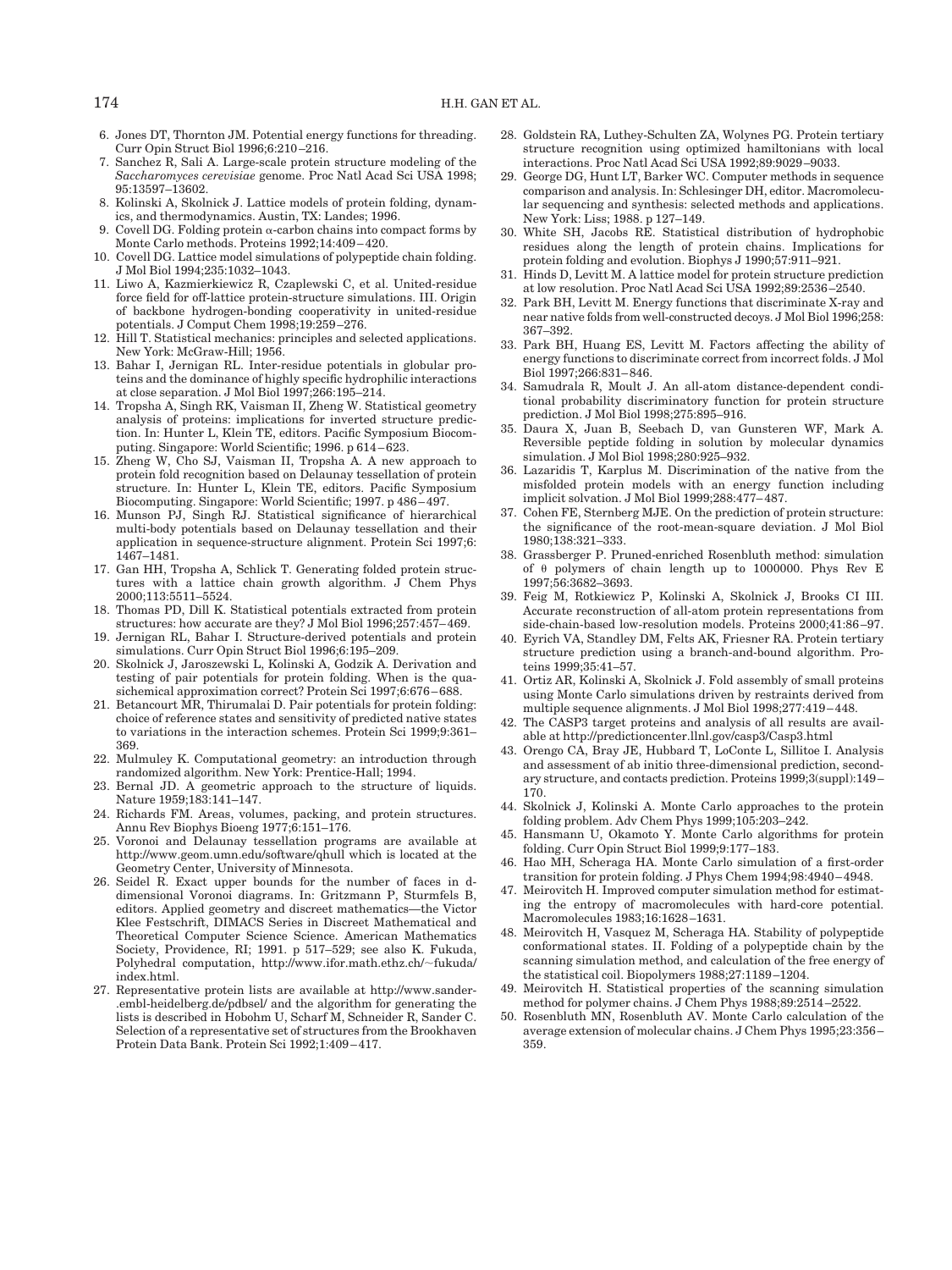6. Jones DT, Thornton JM. Potential energy functions for threading. Curr Opin Struct Biol 1996;6:210–216.
7. Sanchez R, Sali A. Large-scale protein structure modeling of the *Saccharomyces cerevisiae* genome. Proc Natl Acad Sci USA 1998; 95:13597–13602.
8. Kolinski A, Skolnick J. Lattice models of protein folding, dynamics, and thermodynamics. Austin, TX: Landes; 1996.
9. Covell DG. Folding protein α-carbon chains into compact forms by Monte Carlo methods. Proteins 1992;14:409–420.
10. Covell DG. Lattice model simulations of polypeptide chain folding. J Mol Biol 1994;235:1032–1043.
11. Liwo A, Kazmierkiewicz R, Czaplewski C, et al. United-residue force field for off-lattice protein-structure simulations. III. Origin of backbone hydrogen-bonding cooperativity in united-residue potentials. J Comput Chem 1998;19:259–276.
12. Hill T. Statistical mechanics: principles and selected applications. New York: McGraw-Hill; 1956.
13. Bahar I, Jernigan RL. Inter-residue potentials in globular proteins and the dominance of highly specific hydrophilic interactions at close separation. J Mol Biol 1997;266:195–214.
14. Tropsha A, Singh RK, Vaisman II, Zheng W. Statistical geometry analysis of proteins: implications for inverted structure prediction. In: Hunter L, Klein TE, editors. Pacific Symposium Biocomputing. Singapore: World Scientific; 1996. p 614–623.
15. Zheng W, Cho SJ, Vaisman II, Tropsha A. A new approach to protein fold recognition based on Delaunay tessellation of protein structure. In: Hunter L, Klein TE, editors. Pacific Symposium Biocomputing. Singapore: World Scientific; 1997. p 486–497.
16. Munson PJ, Singh RJ. Statistical significance of hierarchical multi-body potentials based on Delaunay tessellation and their application in sequence-structure alignment. Protein Sci 1997;6: 1467–1481.
17. Gan HH, Tropsha A, Schlick T. Generating folded protein structures with a lattice chain growth algorithm. J Chem Phys 2000;113:5511–5524.
18. Thomas PD, Dill K. Statistical potentials extracted from protein structures: how accurate are they? J Mol Biol 1996;257:457–469.
19. Jernigan RL, Bahar I. Structure-derived potentials and protein simulations. Curr Opin Struct Biol 1996;6:195–209.
20. Skolnick J, Jaroszewski L, Kolinski A, Godzik A. Derivation and testing of pair potentials for protein folding. When is the quasichemical approximation correct? Protein Sci 1997;6:676–688.
21. Betancourt MR, Thirumalai D. Pair potentials for protein folding: choice of reference states and sensitivity of predicted native states to variations in the interaction schemes. Protein Sci 1999;9:361–369.
22. Mulmuley K. Computational geometry: an introduction through randomized algorithm. New York: Prentice-Hall; 1994.
23. Bernal JD. A geometric approach to the structure of liquids. Nature 1959;183:141–147.
24. Richards FM. Areas, volumes, packing, and protein structures. Annu Rev Biophys Bioeng 1977;6:151–176.
25. Voronoi and Delaunay tessellation programs are available at http://www.geom.umn.edu/software/qhull which is located at the Geometry Center, University of Minnesota.
26. Seidel R. Exact upper bounds for the number of faces in d-dimensional Voronoi diagrams. In: Gritzmann P, Sturmfels B, editors. Applied geometry and discreet mathematics—the Victor Klee Festschrift, DIMACS Series in Discreet Mathematical and Theoretical Computer Science Science. American Mathematics Society, Providence, RI; 1991. p 517–529; see also K. Fukuda, Polyhedral computation, http://www.ifor.math.ethz.ch/~fukuda/index.html.
27. Representative protein lists are available at http://www.sander-.embl-heidelberg.de/pdbsel/ and the algorithm for generating the lists is described in Hobohm U, Scharf M, Schneider R, Sander C. Selection of a representative set of structures from the Brookhaven Protein Data Bank. Protein Sci 1992;1:409–417.
28. Goldstein RA, Luthey-Schulten ZA, Wolynes PG. Protein tertiary structure recognition using optimized hamiltonians with local interactions. Proc Natl Acad Sci USA 1992;89:9029–9033.
29. George DG, Hunt LT, Barker WC. Computer methods in sequence comparison and analysis. In: Schlesinger DH, editor. Macromolecular sequencing and synthesis: selected methods and applications. New York: Liss; 1988. p 127–149.
30. White SH, Jacobs RE. Statistical distribution of hydrophobic residues along the length of protein chains. Implications for protein folding and evolution. Biophys J 1990;57:911–921.
31. Hinds D, Levitt M. A lattice model for protein structure prediction at low resolution. Proc Natl Acad Sci USA 1992;89:2536–2540.
32. Park BH, Levitt M. Energy functions that discriminate X-ray and near native folds from well-constructed decoys. J Mol Biol 1996;258: 367–392.
33. Park BH, Huang ES, Levitt M. Factors affecting the ability of energy functions to discriminate correct from incorrect folds. J Mol Biol 1997;266:831–846.
34. Samudrala R, Moult J. An all-atom distance-dependent conditional probability discriminatory function for protein structure prediction. J Mol Biol 1998;275:895–916.
35. Daura X, Juan B, Seebach D, van Gunsteren WF, Mark A. Reversible peptide folding in solution by molecular dynamics simulation. J Mol Biol 1998;280:925–932.
36. Lazaridis T, Karplus M. Discrimination of the native from the misfolded protein models with an energy function including implicit solvation. J Mol Biol 1999;288:477–487.
37. Cohen FE, Sternberg MJE. On the prediction of protein structure: the significance of the root-mean-square deviation. J Mol Biol 1980;138:321–333.
38. Grassberger P. Pruned-enriched Rosenbluth method: simulation of θ polymers of chain length up to 1000000. Phys Rev E 1997;56:3682–3693.
39. Feig M, Rotkiewicz P, Kolinski A, Skolnick J, Brooks CI III. Accurate reconstruction of all-atom protein representations from side-chain-based low-resolution models. Proteins 2000;41:86–97.
40. Eyrich VA, Standley DM, Felts AK, Friesner RA. Protein tertiary structure prediction using a branch-and-bound algorithm. Proteins 1999;35:41–57.
41. Ortiz AR, Kolinski A, Skolnick J. Fold assembly of small proteins using Monte Carlo simulations driven by restraints derived from multiple sequence alignments. J Mol Biol 1998;277:419–448.
42. The CASP3 target proteins and analysis of all results are available at http://predictioncenter.llnl.gov/casp3/Casp3.html
43. Orengo CA, Bray JE, Hubbard T, LoConte L, Sillitoe I. Analysis and assessment of ab initio three-dimensional prediction, secondary structure, and contacts prediction. Proteins 1999;3(suppl):149–170.
44. Skolnick J, Kolinski A. Monte Carlo approaches to the protein folding problem. Adv Chem Phys 1999;105:203–242.
45. Hansmann U, Okamoto Y. Monte Carlo algorithms for protein folding. Curr Opin Struct Biol 1999;9:177–183.
46. Hao MH, Scheraga HA. Monte Carlo simulation of a first-order transition for protein folding. J Phys Chem 1994;98:4940–4948.
47. Meirovitch H. Improved computer simulation method for estimating the entropy of macromolecules with hard-core potential. Macromolecules 1983;16:1628–1631.
48. Meirovitch H, Vasquez M, Scheraga HA. Stability of polypeptide conformational states. II. Folding of a polypeptide chain by the scanning simulation method, and calculation of the free energy of the statistical coil. Biopolymers 1988;27:1189–1204.
49. Meirovitch H. Statistical properties of the scanning simulation method for polymer chains. J Chem Phys 1988;89:2514–2522.
50. Rosenbluth MN, Rosenbluth AV. Monte Carlo calculation of the average extension of molecular chains. J Chem Phys 1995;23:356–359.